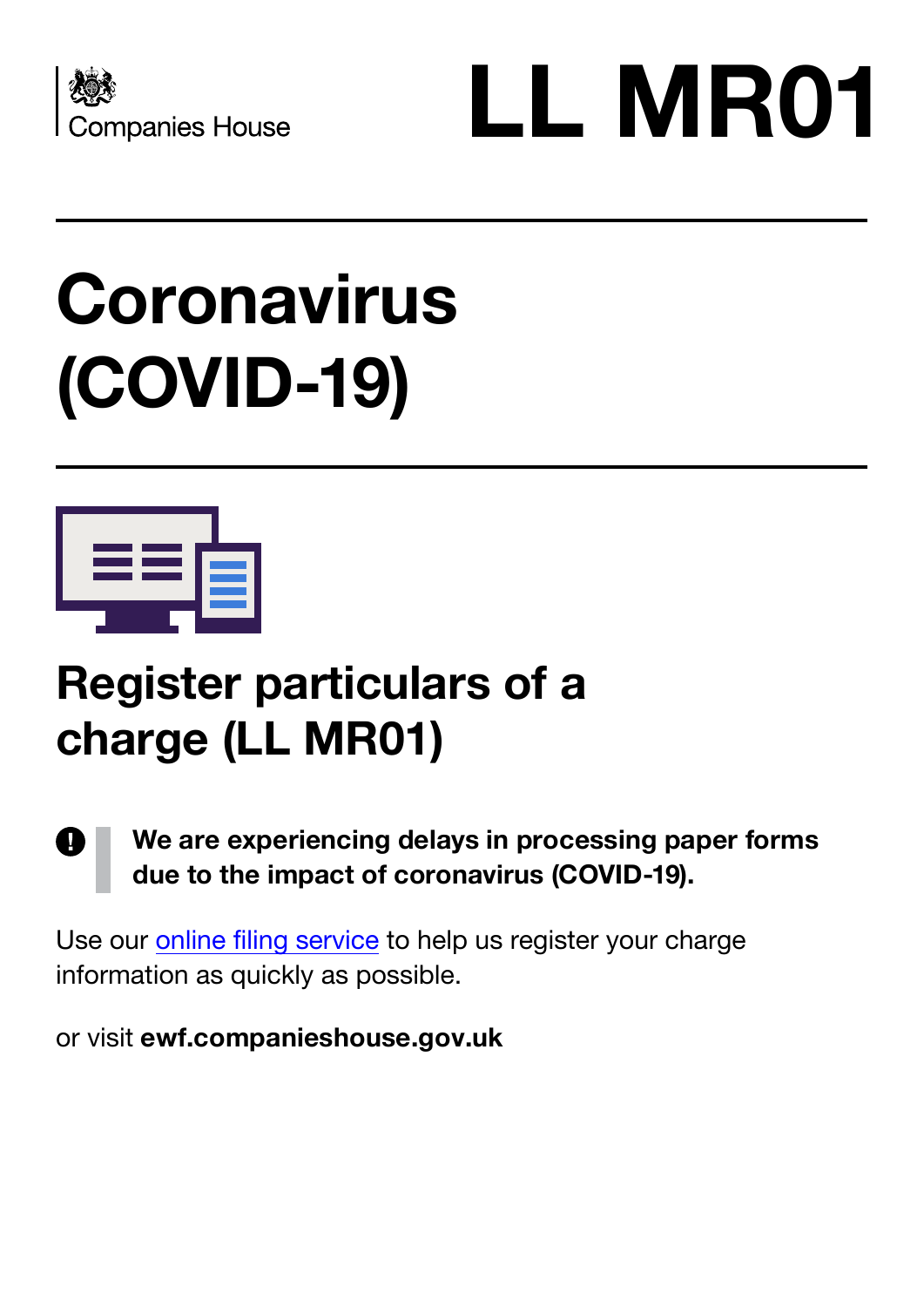Companies House

# LL MR01

# Coronavirus (COVID-19)

## Register particulars of a charge (LL MR01)

**We are experiencing delays in processing paper forms due to the impact of coronavirus (COVID-19).**

Use our online filing service to help us register your charge information as quickly as possible.

or visit **ewf.companieshouse.gov.uk**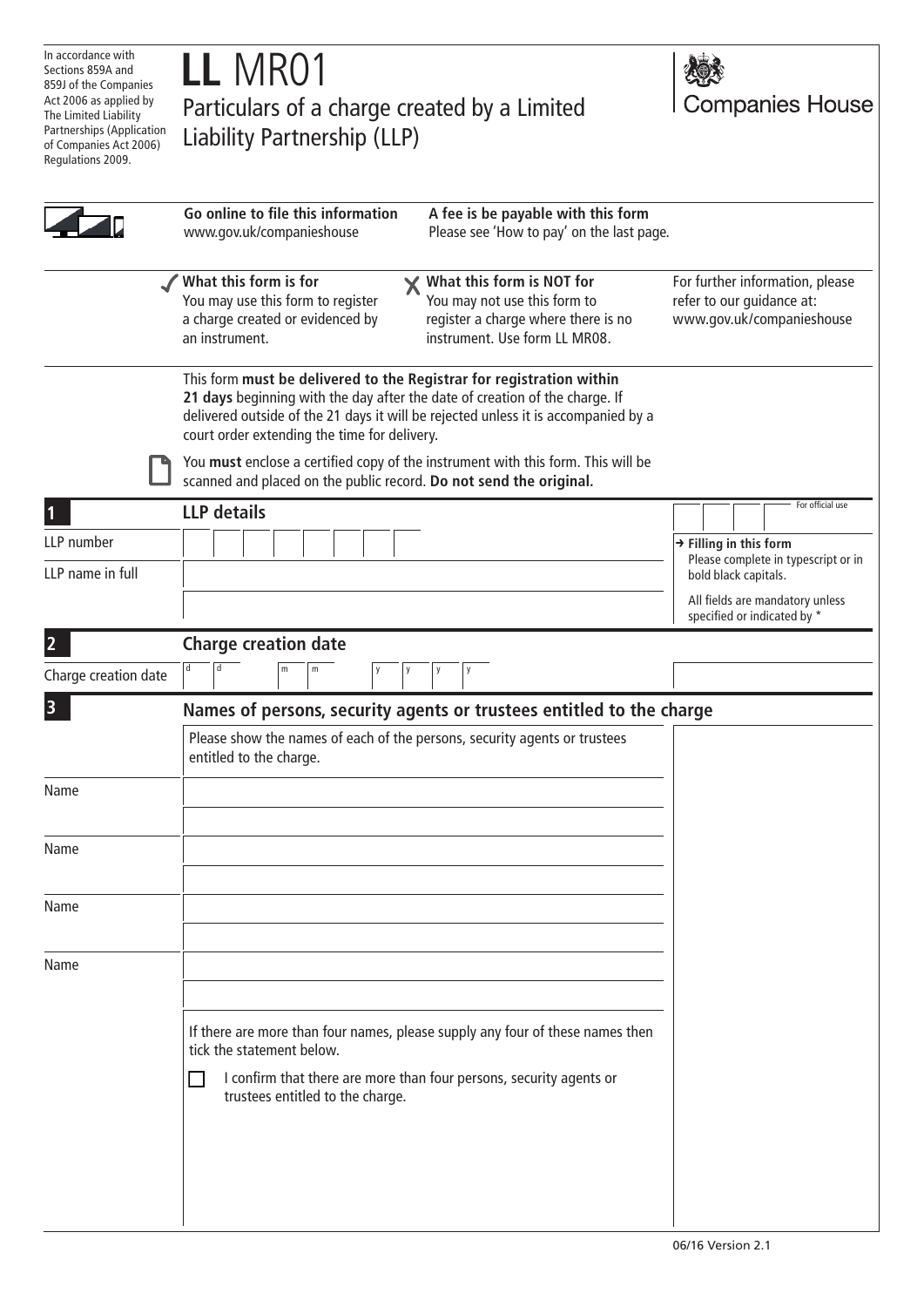In accordance with Sections 859A and 859J of the Companies Act 2006 as applied by The Limited Liability Partnerships (Application of Companies Act 2006) Regulations 2009.

# LL MR01

## Particulars of a charge created by a Limited Liability Partnership (LLP)

Companies House

**Go online to file this information**
www.gov.uk/companieshouse

**A fee is be payable with this form**
Please see 'How to pay' on the last page.

✓ **What this form is for**
You may use this form to register a charge created or evidenced by an instrument.

✗ **What this form is NOT for**
You may not use this form to register a charge where there is no instrument. Use form LL MR08.

For further information, please refer to our guidance at: www.gov.uk/companieshouse

This form **must be delivered to the Registrar for registration within 21 days** beginning with the day after the date of creation of the charge. If delivered outside of the 21 days it will be rejected unless it is accompanied by a court order extending the time for delivery.

You **must** enclose a certified copy of the instrument with this form. This will be scanned and placed on the public record. **Do not send the original.**

### 1 LLP details

For official use

LLP number

LLP name in full

→ **Filling in this form**
Please complete in typescript or in bold black capitals.

All fields are mandatory unless specified or indicated by *

### 2 Charge creation date

Charge creation date d d m m y y y y

### 3 Names of persons, security agents or trustees entitled to the charge

Please show the names of each of the persons, security agents or trustees entitled to the charge.

Name

Name

Name

Name

If there are more than four names, please supply any four of these names then tick the statement below.

☐ I confirm that there are more than four persons, security agents or trustees entitled to the charge.

06/16 Version 2.1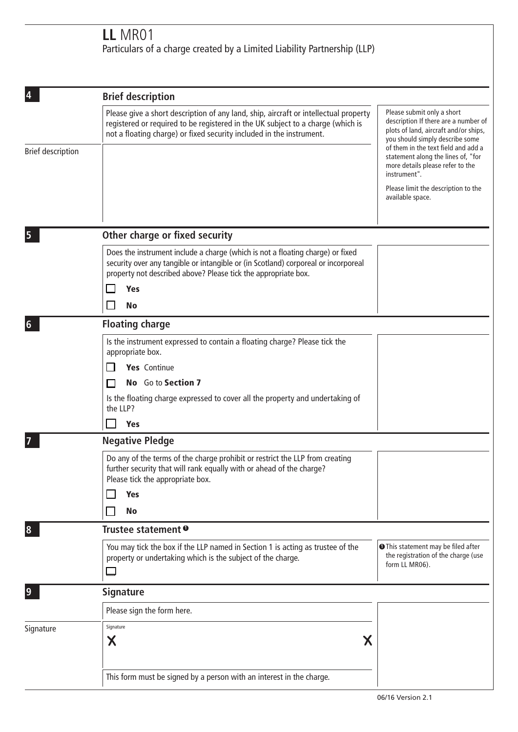# LL MR01

Particulars of a charge created by a Limited Liability Partnership (LLP)

## 4 Brief description

Please give a short description of any land, ship, aircraft or intellectual property registered or required to be registered in the UK subject to a charge (which is not a floating charge) or fixed security included in the instrument.

Brief description

Please submit only a short description If there are a number of plots of land, aircraft and/or ships, you should simply describe some of them in the text field and add a statement along the lines of, "for more details please refer to the instrument".

Please limit the description to the available space.

## 5 Other charge or fixed security

Does the instrument include a charge (which is not a floating charge) or fixed security over any tangible or intangible or (in Scotland) corporeal or incorporeal property not described above? Please tick the appropriate box.

☐ **Yes**

☐ **No**

## 6 Floating charge

Is the instrument expressed to contain a floating charge? Please tick the appropriate box.

☐ **Yes** Continue

☐ **No** Go to **Section 7**

Is the floating charge expressed to cover all the property and undertaking of the LLP?

☐ **Yes**

## 7 Negative Pledge

Do any of the terms of the charge prohibit or restrict the LLP from creating further security that will rank equally with or ahead of the charge? Please tick the appropriate box.

☐ **Yes**

☐ **No**

## 8 Trustee statement [1]

You may tick the box if the LLP named in Section 1 is acting as trustee of the property or undertaking which is the subject of the charge.

☐

[1] This statement may be filed after the registration of the charge (use form LL MR06).

## 9 Signature

Please sign the form here.

Signature

Signature

X X

This form must be signed by a person with an interest in the charge.

06/16 Version 2.1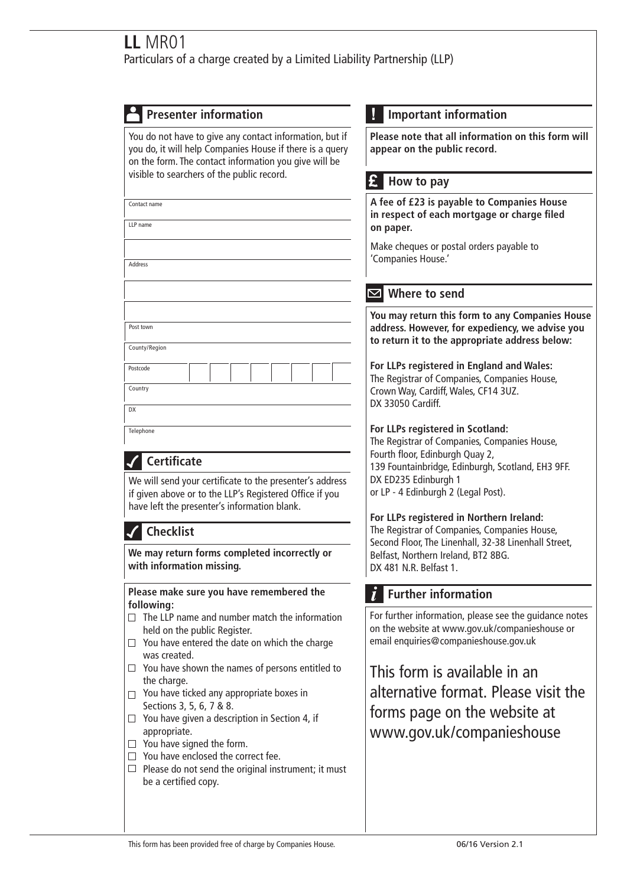# LL MR01

Particulars of a charge created by a Limited Liability Partnership (LLP)

## Presenter information

You do not have to give any contact information, but if you do, it will help Companies House if there is a query on the form. The contact information you give will be visible to searchers of the public record.

Contact name

LLP name

Address

Post town

County/Region

Postcode

Country

DX

Telephone

## Certificate

We will send your certificate to the presenter's address if given above or to the LLP's Registered Office if you have left the presenter's information blank.

## Checklist

**We may return forms completed incorrectly or with information missing.**

**Please make sure you have remembered the following:**

- ☐ The LLP name and number match the information held on the public Register.
- ☐ You have entered the date on which the charge was created.
- ☐ You have shown the names of persons entitled to the charge.
- ☐ You have ticked any appropriate boxes in Sections 3, 5, 6, 7 & 8.
- ☐ You have given a description in Section 4, if appropriate.
- ☐ You have signed the form.
- ☐ You have enclosed the correct fee.
- ☐ Please do not send the original instrument; it must be a certified copy.

## Important information

**Please note that all information on this form will appear on the public record.**

## How to pay

**A fee of £23 is payable to Companies House in respect of each mortgage or charge filed on paper.**

Make cheques or postal orders payable to 'Companies House.'

## Where to send

**You may return this form to any Companies House address. However, for expediency, we advise you to return it to the appropriate address below:**

**For LLPs registered in England and Wales:**
The Registrar of Companies, Companies House, Crown Way, Cardiff, Wales, CF14 3UZ.
DX 33050 Cardiff.

**For LLPs registered in Scotland:**
The Registrar of Companies, Companies House, Fourth floor, Edinburgh Quay 2, 139 Fountainbridge, Edinburgh, Scotland, EH3 9FF.
DX ED235 Edinburgh 1
or LP - 4 Edinburgh 2 (Legal Post).

**For LLPs registered in Northern Ireland:**
The Registrar of Companies, Companies House, Second Floor, The Linenhall, 32-38 Linenhall Street, Belfast, Northern Ireland, BT2 8BG.
DX 481 N.R. Belfast 1.

## Further information

For further information, please see the guidance notes on the website at www.gov.uk/companieshouse or email enquiries@companieshouse.gov.uk

This form is available in an alternative format. Please visit the forms page on the website at www.gov.uk/companieshouse

This form has been provided free of charge by Companies House. 06/16 Version 2.1